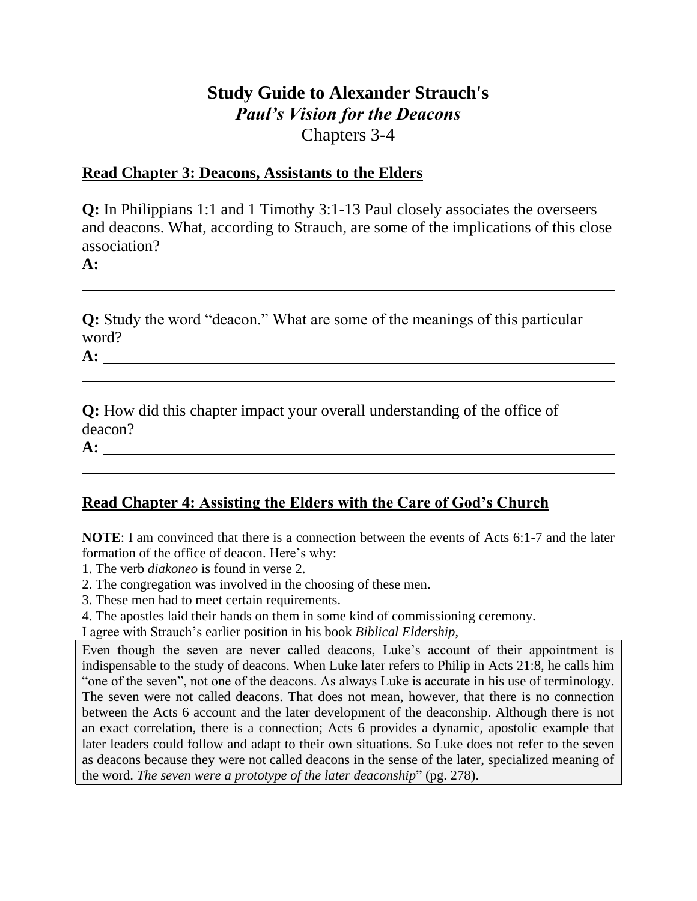# Study Guide to Alexander Strauch's
## *Paul's Vision for the Deacons*
### Chapters 3-4

**Read Chapter 3: Deacons, Assistants to the Elders**

**Q:** In Philippians 1:1 and 1 Timothy 3:1-13 Paul closely associates the overseers and deacons. What, according to Strauch, are some of the implications of this close association?

**A:** \_\_\_\_\_\_\_\_\_\_\_\_\_\_\_\_\_\_\_\_\_\_\_\_\_\_\_\_\_\_\_\_\_\_\_\_\_\_\_\_\_\_\_\_\_\_\_\_\_\_\_\_\_\_\_\_

\_\_\_\_\_\_\_\_\_\_\_\_\_\_\_\_\_\_\_\_\_\_\_\_\_\_\_\_\_\_\_\_\_\_\_\_\_\_\_\_\_\_\_\_\_\_\_\_\_\_\_\_\_\_\_\_\_\_\_\_

**Q:** Study the word "deacon." What are some of the meanings of this particular word?

**A:** \_\_\_\_\_\_\_\_\_\_\_\_\_\_\_\_\_\_\_\_\_\_\_\_\_\_\_\_\_\_\_\_\_\_\_\_\_\_\_\_\_\_\_\_\_\_\_\_\_\_\_\_\_\_\_\_

\_\_\_\_\_\_\_\_\_\_\_\_\_\_\_\_\_\_\_\_\_\_\_\_\_\_\_\_\_\_\_\_\_\_\_\_\_\_\_\_\_\_\_\_\_\_\_\_\_\_\_\_\_\_\_\_\_\_\_\_

**Q:** How did this chapter impact your overall understanding of the office of deacon?

**A:** \_\_\_\_\_\_\_\_\_\_\_\_\_\_\_\_\_\_\_\_\_\_\_\_\_\_\_\_\_\_\_\_\_\_\_\_\_\_\_\_\_\_\_\_\_\_\_\_\_\_\_\_\_\_\_\_

\_\_\_\_\_\_\_\_\_\_\_\_\_\_\_\_\_\_\_\_\_\_\_\_\_\_\_\_\_\_\_\_\_\_\_\_\_\_\_\_\_\_\_\_\_\_\_\_\_\_\_\_\_\_\_\_\_\_\_\_

**Read Chapter 4: Assisting the Elders with the Care of God's Church**

**NOTE**: I am convinced that there is a connection between the events of Acts 6:1-7 and the later formation of the office of deacon. Here's why:

1. The verb *diakoneo* is found in verse 2.
2. The congregation was involved in the choosing of these men.
3. These men had to meet certain requirements.
4. The apostles laid their hands on them in some kind of commissioning ceremony.

I agree with Strauch's earlier position in his book *Biblical Eldership*,

> Even though the seven are never called deacons, Luke's account of their appointment is indispensable to the study of deacons. When Luke later refers to Philip in Acts 21:8, he calls him "one of the seven", not one of the deacons. As always Luke is accurate in his use of terminology. The seven were not called deacons. That does not mean, however, that there is no connection between the Acts 6 account and the later development of the deaconship. Although there is not an exact correlation, there is a connection; Acts 6 provides a dynamic, apostolic example that later leaders could follow and adapt to their own situations. So Luke does not refer to the seven as deacons because they were not called deacons in the sense of the later, specialized meaning of the word. *The seven were a prototype of the later deaconship*" (pg. 278).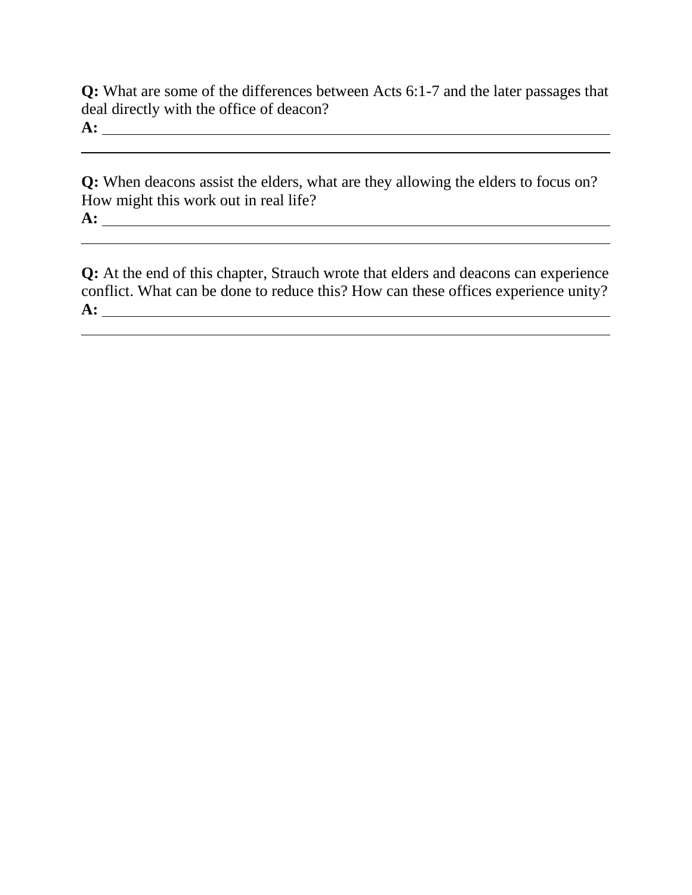**Q:** What are some of the differences between Acts 6:1-7 and the later passages that deal directly with the office of deacon?
**A:** 

**Q:** When deacons assist the elders, what are they allowing the elders to focus on? How might this work out in real life?
**A:** 

**Q:** At the end of this chapter, Strauch wrote that elders and deacons can experience conflict. What can be done to reduce this? How can these offices experience unity?
**A:**